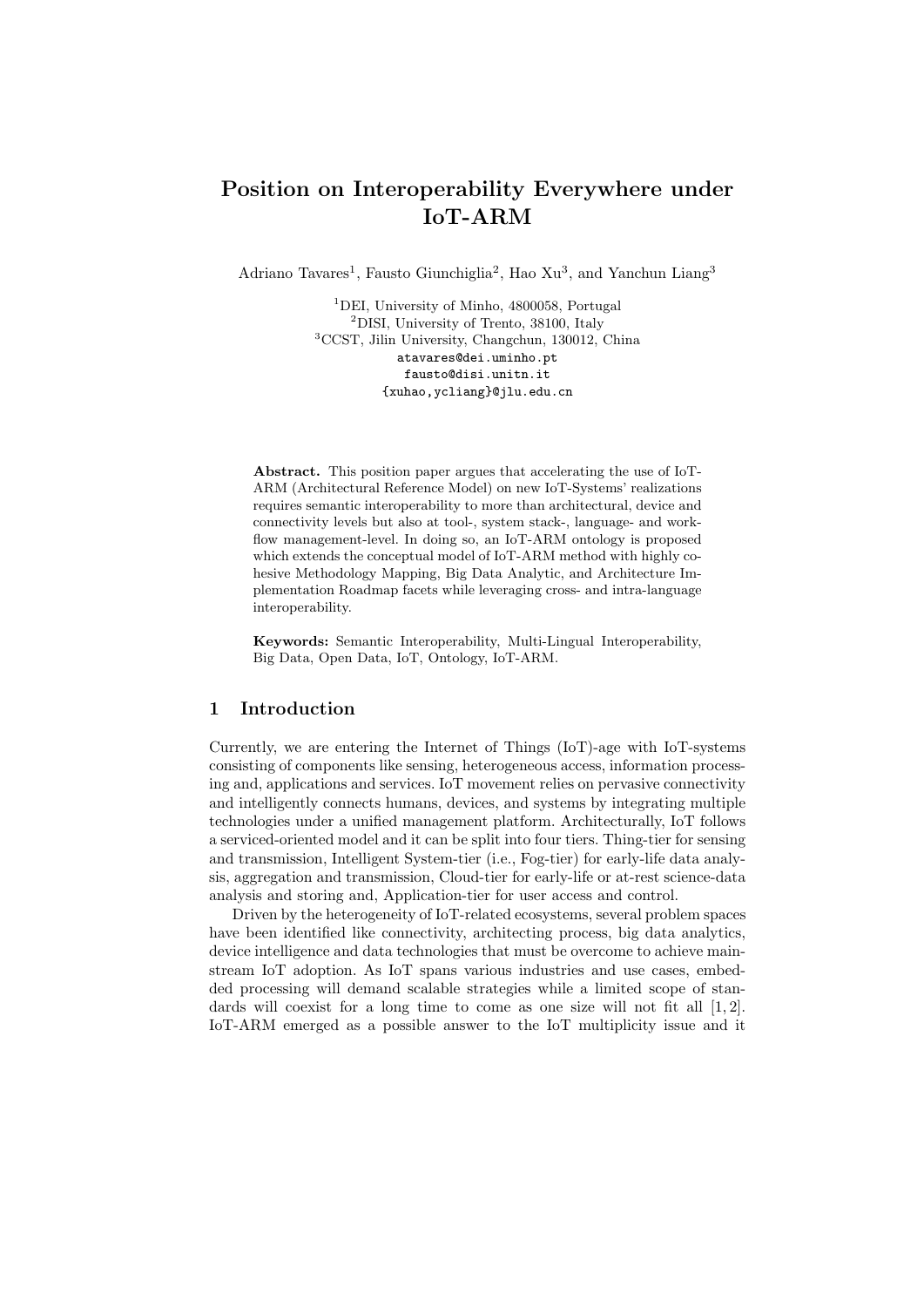# Position on Interoperability Everywhere under IoT-ARM

Adriano Tavares[1], Fausto Giunchiglia[2], Hao Xu[3], and Yanchun Liang[3]

[1]DEI, University of Minho, 4800058, Portugal
[2]DISI, University of Trento, 38100, Italy
[3]CCST, Jilin University, Changchun, 130012, China
atavares@dei.uminho.pt
fausto@disi.unitn.it
{xuhao,ycliang}@jlu.edu.cn

**Abstract.** This position paper argues that accelerating the use of IoT-ARM (Architectural Reference Model) on new IoT-Systems' realizations requires semantic interoperability to more than architectural, device and connectivity levels but also at tool-, system stack-, language- and workflow management-level. In doing so, an IoT-ARM ontology is proposed which extends the conceptual model of IoT-ARM method with highly cohesive Methodology Mapping, Big Data Analytic, and Architecture Implementation Roadmap facets while leveraging cross- and intra-language interoperability.

**Keywords:** Semantic Interoperability, Multi-Lingual Interoperability, Big Data, Open Data, IoT, Ontology, IoT-ARM.

## 1 Introduction

Currently, we are entering the Internet of Things (IoT)-age with IoT-systems consisting of components like sensing, heterogeneous access, information processing and, applications and services. IoT movement relies on pervasive connectivity and intelligently connects humans, devices, and systems by integrating multiple technologies under a unified management platform. Architecturally, IoT follows a serviced-oriented model and it can be split into four tiers. Thing-tier for sensing and transmission, Intelligent System-tier (i.e., Fog-tier) for early-life data analysis, aggregation and transmission, Cloud-tier for early-life or at-rest science-data analysis and storing and, Application-tier for user access and control.

Driven by the heterogeneity of IoT-related ecosystems, several problem spaces have been identified like connectivity, architecting process, big data analytics, device intelligence and data technologies that must be overcome to achieve mainstream IoT adoption. As IoT spans various industries and use cases, embedded processing will demand scalable strategies while a limited scope of standards will coexist for a long time to come as one size will not fit all [1, 2]. IoT-ARM emerged as a possible answer to the IoT multiplicity issue and it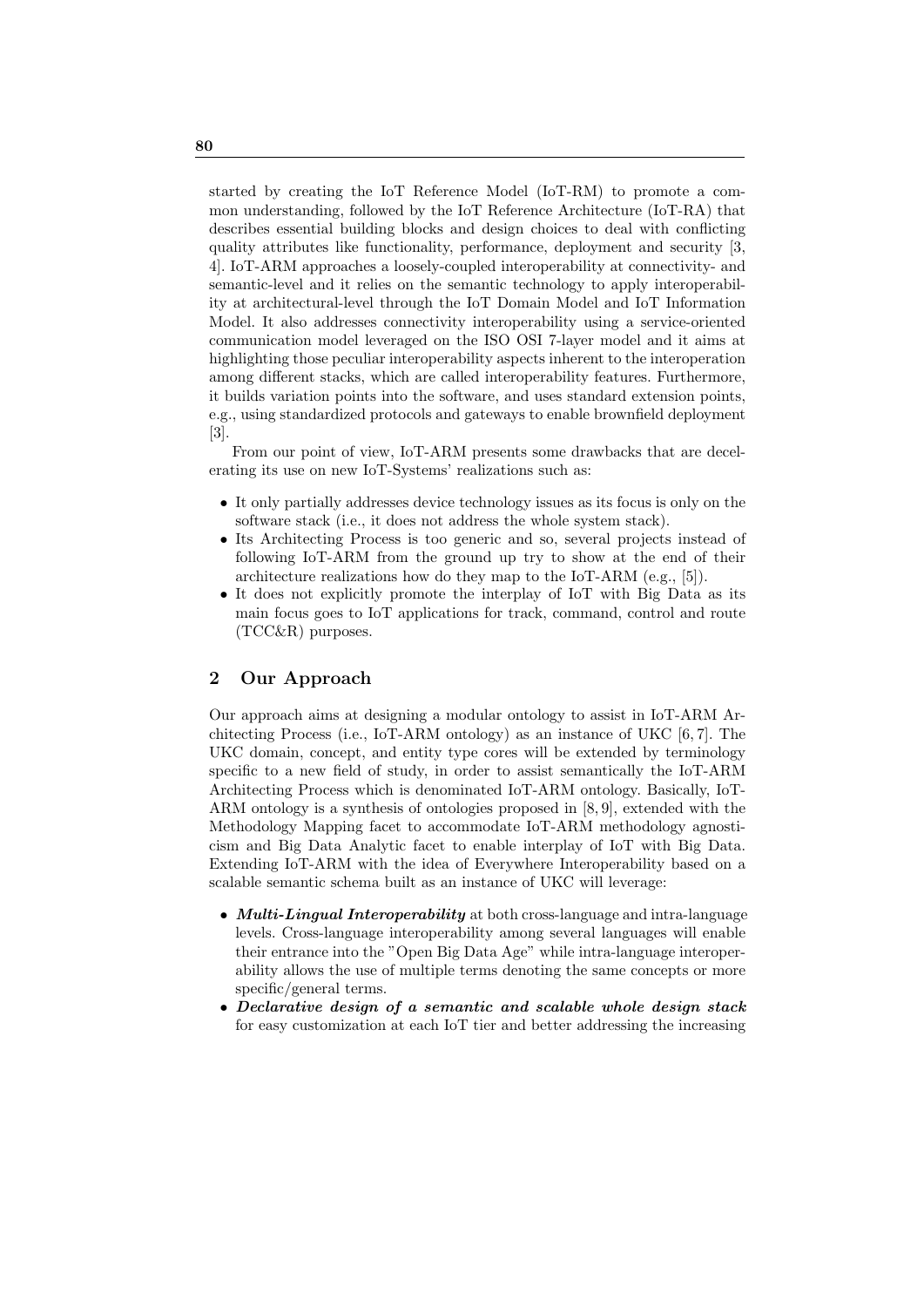started by creating the IoT Reference Model (IoT-RM) to promote a common understanding, followed by the IoT Reference Architecture (IoT-RA) that describes essential building blocks and design choices to deal with conflicting quality attributes like functionality, performance, deployment and security [3, 4]. IoT-ARM approaches a loosely-coupled interoperability at connectivity- and semantic-level and it relies on the semantic technology to apply interoperability at architectural-level through the IoT Domain Model and IoT Information Model. It also addresses connectivity interoperability using a service-oriented communication model leveraged on the ISO OSI 7-layer model and it aims at highlighting those peculiar interoperability aspects inherent to the interoperation among different stacks, which are called interoperability features. Furthermore, it builds variation points into the software, and uses standard extension points, e.g., using standardized protocols and gateways to enable brownfield deployment [3].

From our point of view, IoT-ARM presents some drawbacks that are decelerating its use on new IoT-Systems' realizations such as:

- It only partially addresses device technology issues as its focus is only on the software stack (i.e., it does not address the whole system stack).
- Its Architecting Process is too generic and so, several projects instead of following IoT-ARM from the ground up try to show at the end of their architecture realizations how do they map to the IoT-ARM (e.g., [5]).
- It does not explicitly promote the interplay of IoT with Big Data as its main focus goes to IoT applications for track, command, control and route (TCC&R) purposes.

## 2 Our Approach

Our approach aims at designing a modular ontology to assist in IoT-ARM Architecting Process (i.e., IoT-ARM ontology) as an instance of UKC [6, 7]. The UKC domain, concept, and entity type cores will be extended by terminology specific to a new field of study, in order to assist semantically the IoT-ARM Architecting Process which is denominated IoT-ARM ontology. Basically, IoT-ARM ontology is a synthesis of ontologies proposed in [8, 9], extended with the Methodology Mapping facet to accommodate IoT-ARM methodology agnosticism and Big Data Analytic facet to enable interplay of IoT with Big Data. Extending IoT-ARM with the idea of Everywhere Interoperability based on a scalable semantic schema built as an instance of UKC will leverage:

- ***Multi-Lingual Interoperability*** at both cross-language and intra-language levels. Cross-language interoperability among several languages will enable their entrance into the "Open Big Data Age" while intra-language interoperability allows the use of multiple terms denoting the same concepts or more specific/general terms.
- ***Declarative design of a semantic and scalable whole design stack*** for easy customization at each IoT tier and better addressing the increasing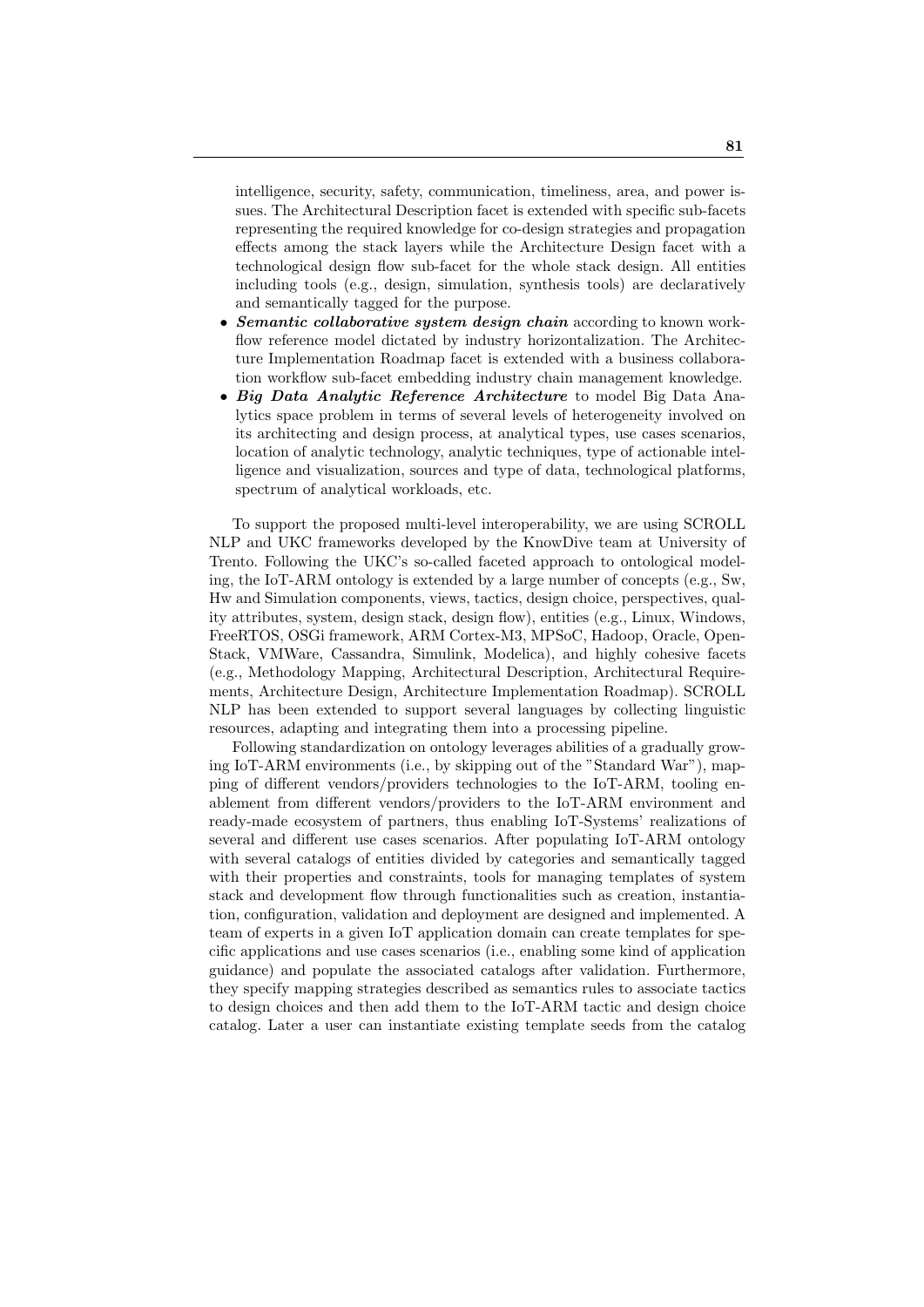intelligence, security, safety, communication, timeliness, area, and power issues. The Architectural Description facet is extended with specific sub-facets representing the required knowledge for co-design strategies and propagation effects among the stack layers while the Architecture Design facet with a technological design flow sub-facet for the whole stack design. All entities including tools (e.g., design, simulation, synthesis tools) are declaratively and semantically tagged for the purpose.

- ***Semantic collaborative system design chain*** according to known workflow reference model dictated by industry horizontalization. The Architecture Implementation Roadmap facet is extended with a business collaboration workflow sub-facet embedding industry chain management knowledge.
- ***Big Data Analytic Reference Architecture*** to model Big Data Analytics space problem in terms of several levels of heterogeneity involved on its architecting and design process, at analytical types, use cases scenarios, location of analytic technology, analytic techniques, type of actionable intelligence and visualization, sources and type of data, technological platforms, spectrum of analytical workloads, etc.

To support the proposed multi-level interoperability, we are using SCROLL NLP and UKC frameworks developed by the KnowDive team at University of Trento. Following the UKC's so-called faceted approach to ontological modeling, the IoT-ARM ontology is extended by a large number of concepts (e.g., Sw, Hw and Simulation components, views, tactics, design choice, perspectives, quality attributes, system, design stack, design flow), entities (e.g., Linux, Windows, FreeRTOS, OSGi framework, ARM Cortex-M3, MPSoC, Hadoop, Oracle, OpenStack, VMWare, Cassandra, Simulink, Modelica), and highly cohesive facets (e.g., Methodology Mapping, Architectural Description, Architectural Requirements, Architecture Design, Architecture Implementation Roadmap). SCROLL NLP has been extended to support several languages by collecting linguistic resources, adapting and integrating them into a processing pipeline.

Following standardization on ontology leverages abilities of a gradually growing IoT-ARM environments (i.e., by skipping out of the "Standard War"), mapping of different vendors/providers technologies to the IoT-ARM, tooling enablement from different vendors/providers to the IoT-ARM environment and ready-made ecosystem of partners, thus enabling IoT-Systems' realizations of several and different use cases scenarios. After populating IoT-ARM ontology with several catalogs of entities divided by categories and semantically tagged with their properties and constraints, tools for managing templates of system stack and development flow through functionalities such as creation, instantiation, configuration, validation and deployment are designed and implemented. A team of experts in a given IoT application domain can create templates for specific applications and use cases scenarios (i.e., enabling some kind of application guidance) and populate the associated catalogs after validation. Furthermore, they specify mapping strategies described as semantics rules to associate tactics to design choices and then add them to the IoT-ARM tactic and design choice catalog. Later a user can instantiate existing template seeds from the catalog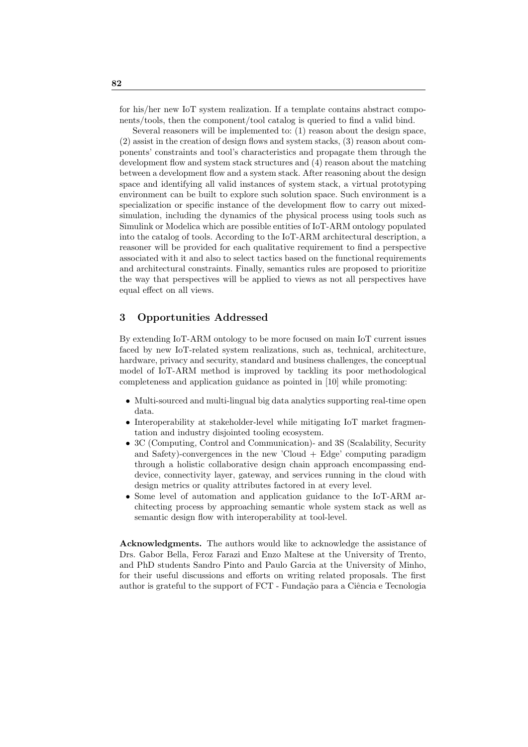for his/her new IoT system realization. If a template contains abstract components/tools, then the component/tool catalog is queried to find a valid bind.

Several reasoners will be implemented to: (1) reason about the design space, (2) assist in the creation of design flows and system stacks, (3) reason about components' constraints and tool's characteristics and propagate them through the development flow and system stack structures and (4) reason about the matching between a development flow and a system stack. After reasoning about the design space and identifying all valid instances of system stack, a virtual prototyping environment can be built to explore such solution space. Such environment is a specialization or specific instance of the development flow to carry out mixed-simulation, including the dynamics of the physical process using tools such as Simulink or Modelica which are possible entities of IoT-ARM ontology populated into the catalog of tools. According to the IoT-ARM architectural description, a reasoner will be provided for each qualitative requirement to find a perspective associated with it and also to select tactics based on the functional requirements and architectural constraints. Finally, semantics rules are proposed to prioritize the way that perspectives will be applied to views as not all perspectives have equal effect on all views.

## 3 Opportunities Addressed

By extending IoT-ARM ontology to be more focused on main IoT current issues faced by new IoT-related system realizations, such as, technical, architecture, hardware, privacy and security, standard and business challenges, the conceptual model of IoT-ARM method is improved by tackling its poor methodological completeness and application guidance as pointed in [10] while promoting:

- Multi-sourced and multi-lingual big data analytics supporting real-time open data.
- Interoperability at stakeholder-level while mitigating IoT market fragmentation and industry disjointed tooling ecosystem.
- 3C (Computing, Control and Communication)- and 3S (Scalability, Security and Safety)-convergences in the new 'Cloud + Edge' computing paradigm through a holistic collaborative design chain approach encompassing end-device, connectivity layer, gateway, and services running in the cloud with design metrics or quality attributes factored in at every level.
- Some level of automation and application guidance to the IoT-ARM architecting process by approaching semantic whole system stack as well as semantic design flow with interoperability at tool-level.

**Acknowledgments.** The authors would like to acknowledge the assistance of Drs. Gabor Bella, Feroz Farazi and Enzo Maltese at the University of Trento, and PhD students Sandro Pinto and Paulo Garcia at the University of Minho, for their useful discussions and efforts on writing related proposals. The first author is grateful to the support of FCT - Fundação para a Ciência e Tecnologia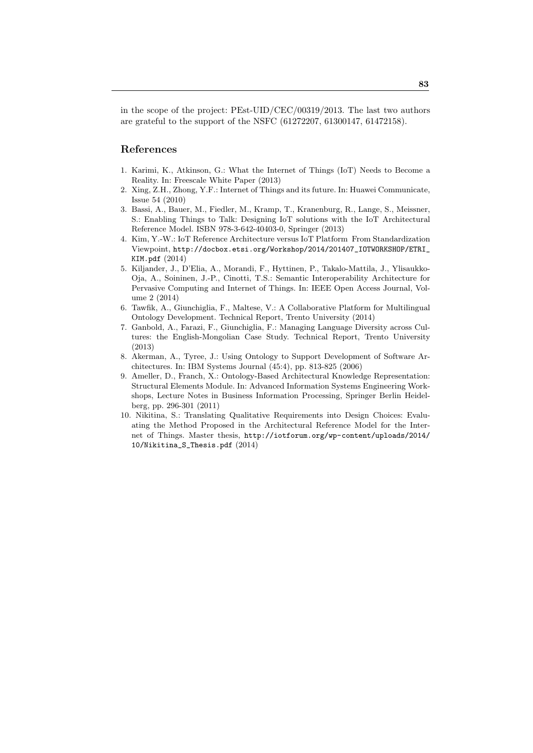in the scope of the project: PEst-UID/CEC/00319/2013. The last two authors are grateful to the support of the NSFC (61272207, 61300147, 61472158).

## References

1. Karimi, K., Atkinson, G.: What the Internet of Things (IoT) Needs to Become a Reality. In: Freescale White Paper (2013)
2. Xing, Z.H., Zhong, Y.F.: Internet of Things and its future. In: Huawei Communicate, Issue 54 (2010)
3. Bassi, A., Bauer, M., Fiedler, M., Kramp, T., Kranenburg, R., Lange, S., Meissner, S.: Enabling Things to Talk: Designing IoT solutions with the IoT Architectural Reference Model. ISBN 978-3-642-40403-0, Springer (2013)
4. Kim, Y.-W.: IoT Reference Architecture versus IoT Platform From Standardization Viewpoint, http://docbox.etsi.org/Workshop/2014/201407_IOTWORKSHOP/ETRI_KIM.pdf (2014)
5. Kiljander, J., D'Elia, A., Morandi, F., Hyttinen, P., Takalo-Mattila, J., Ylisaukko-Oja, A., Soininen, J.-P., Cinotti, T.S.: Semantic Interoperability Architecture for Pervasive Computing and Internet of Things. In: IEEE Open Access Journal, Volume 2 (2014)
6. Tawfik, A., Giunchiglia, F., Maltese, V.: A Collaborative Platform for Multilingual Ontology Development. Technical Report, Trento University (2014)
7. Ganbold, A., Farazi, F., Giunchiglia, F.: Managing Language Diversity across Cultures: the English-Mongolian Case Study. Technical Report, Trento University (2013)
8. Akerman, A., Tyree, J.: Using Ontology to Support Development of Software Architectures. In: IBM Systems Journal (45:4), pp. 813-825 (2006)
9. Ameller, D., Franch, X.: Ontology-Based Architectural Knowledge Representation: Structural Elements Module. In: Advanced Information Systems Engineering Workshops, Lecture Notes in Business Information Processing, Springer Berlin Heidelberg, pp. 296-301 (2011)
10. Nikitina, S.: Translating Qualitative Requirements into Design Choices: Evaluating the Method Proposed in the Architectural Reference Model for the Internet of Things. Master thesis, http://iotforum.org/wp-content/uploads/2014/10/Nikitina_S_Thesis.pdf (2014)